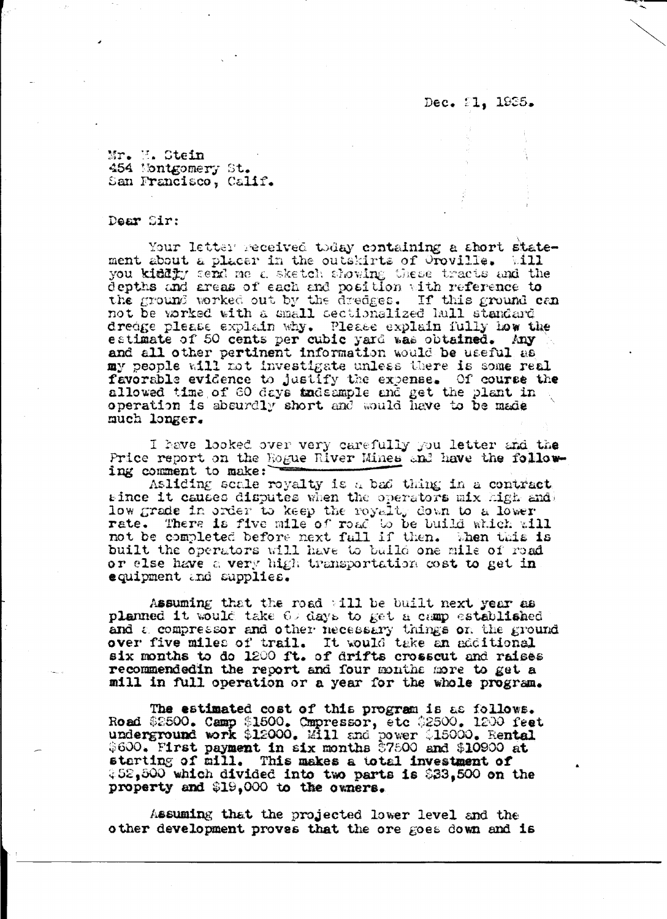Dec. 21, 1935.

Mr. M. Stein
454 Montgomery St.
San Francisco, Calif.

Dear Sir:

Your letter received today containing a short statement about a placer in the outskirts of Oroville. Will you kindly send me a sketch showing these tracts and the depths and areas of each and position with reference to the ground worked out by the dredges. If this ground can not be worked with a small sectionalized hull standard dredge please explain why. Please explain fully how the estimate of 50 cents per cubic yard was obtained. Any and all other pertinent information would be useful as my people will not investigate unless there is some real favorable evidence to justify the expense. Of course the allowed time of 60 days tndsample and get the plant in operation is absurdly short and would have to be made much longer.

I have looked over very carefully you letter and the Price report on the Rogue River Mines and have the following comment to make:

A sliding scale royalty is a bad thing in a contract since it causes disputes when the operators mix high and low grade in order to keep the royalty down to a lower rate. There is five mile of road to be build which will not be completed before next fall if then. When this is built the operators will have to build one mile of road or else have a very high transportation cost to get in equipment and supplies.

Assuming that the road will be built next year as planned it would take 60 days to get a camp established and a compressor and other necessary things on the ground over five miles of trail. It would take an additional six months to do 1200 ft. of drifts crosscut and raises recommendedin the report and four months more to get a mill in full operation or a year for the whole program.

The estimated cost of this program is as follows. Road $2500. Camp $1500. Cmpressor, etc $2500. 1200 feet underground work $12000. Mill and power $15000. Rental $600. First payment in six months $7500 and $10900 at starting of mill. This makes a total investment of $52,500 which divided into two parts is $33,500 on the property and $19,000 to the owners.

Assuming that the projected lower level and the other development proves that the ore goes down and is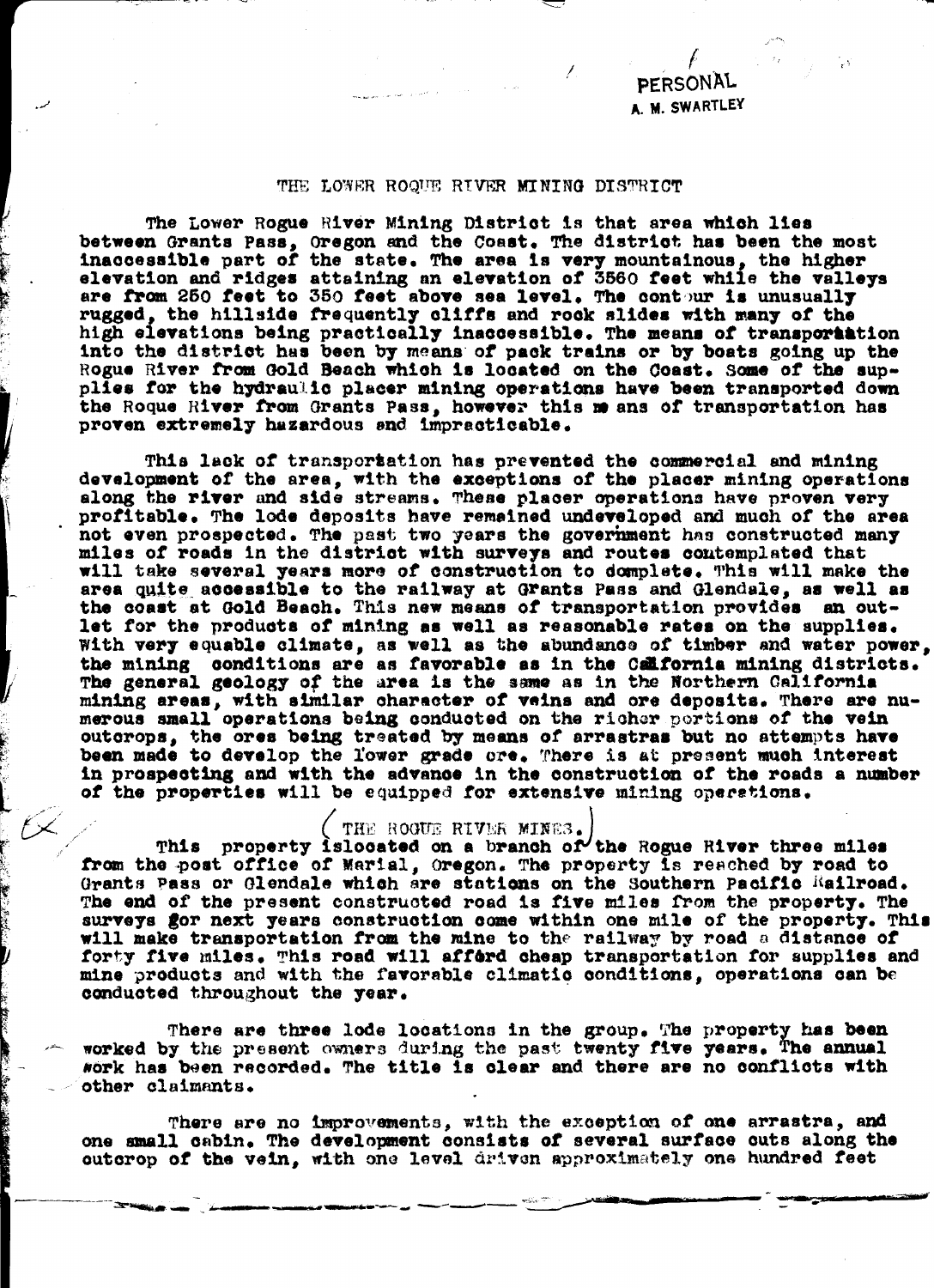PERSONAL
A. M. SWARTLEY

# THE LOWER ROGUE RIVER MINING DISTRICT

The Lower Rogue River Mining District is that area which lies between Grants Pass, Oregon and the Coast. The district has been the most inaccessible part of the state. The area is very mountainous, the higher elevation and ridges attaining an elevation of 3560 feet while the valleys are from 250 feet to 350 feet above sea level. The contour is unusually rugged, the hillside frequently cliffs and rock slides with many of the high elevations being practically inaccessible. The means of transportation into the district has been by means of pack trains or by boats going up the Rogue River from Gold Beach which is located on the Coast. Some of the supplies for the hydraulic placer mining operations have been transported down the Rogue River from Grants Pass, however this means of transportation has proven extremely hazardous and impracticable.

This lack of transportation has prevented the commercial and mining development of the area, with the exceptions of the placer mining operations along the river and side streams. These placer operations have proven very profitable. The lode deposits have remained undeveloped and much of the area not even prospected. The past two years the government has constructed many miles of roads in the district with surveys and routes contemplated that will take several years more of construction to complete. This will make the area quite accessible to the railway at Grants Pass and Glendale, as well as the coast at Gold Beach. This new means of transportation provides an outlet for the products of mining as well as reasonable rates on the supplies. With very equable climate, as well as the abundance of timber and water power, the mining conditions are as favorable as in the California mining districts. The general geology of the area is the same as in the Northern California mining areas, with similar character of veins and ore deposits. There are numerous small operations being conducted on the richer portions of the vein outcrops, the ores being treated by means of arrastras but no attempts have been made to develop the lower grade ore. There is at present much interest in prospecting and with the advance in the construction of the roads a number of the properties will be equipped for extensive mining operations.

## THE ROGUE RIVER MINES.

This property is located on a branch of the Rogue River three miles from the post office of Marial, Oregon. The property is reached by road to Grants Pass or Glendale which are stations on the Southern Pacific Railroad. The end of the present constructed road is five miles from the property. The surveys for next years construction come within one mile of the property. This will make transportation from the mine to the railway by road a distance of forty five miles. This road will afford cheap transportation for supplies and mine products and with the favorable climatic conditions, operations can be conducted throughout the year.

There are three lode locations in the group. The property has been worked by the present owners during the past twenty five years. The annual work has been recorded. The title is clear and there are no conflicts with other claimants.

There are no improvements, with the exception of one arrastra, and one small cabin. The development consists of several surface cuts along the outcrop of the vein, with one level driven approximately one hundred feet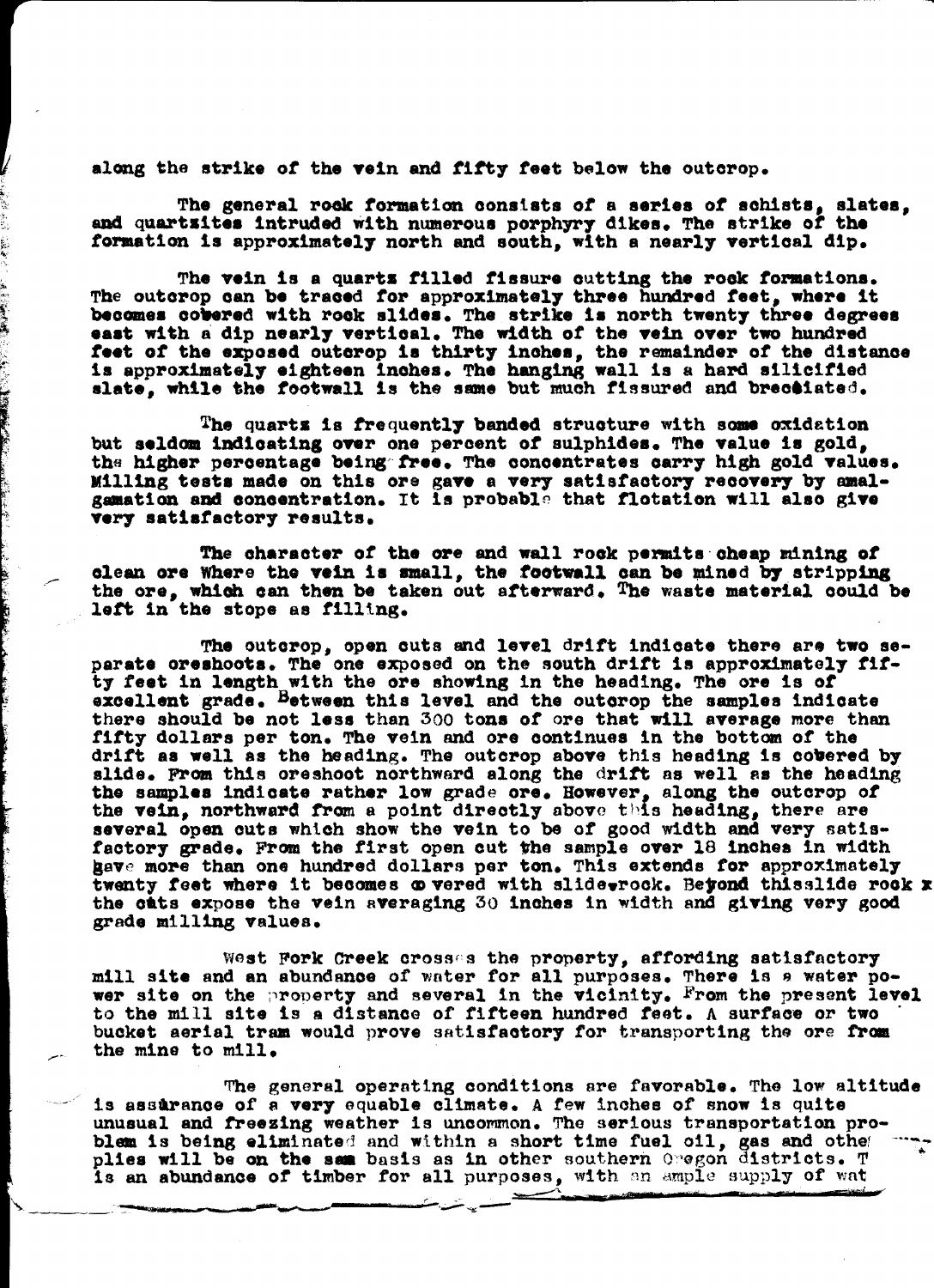along the strike of the vein and fifty feet below the outcrop.

The general rock formation consists of a series of schists, slates, and quartzites intruded with numerous porphyry dikes. The strike of the formation is approximately north and south, with a nearly vertical dip.

The vein is a quartz filled fissure cutting the rock formations. The outcrop can be traced for approximately three hundred feet, where it becomes covered with rock slides. The strike is north twenty three degrees east with a dip nearly vertical. The width of the vein over two hundred feet of the exposed outcrop is thirty inches, the remainder of the distance is approximately eighteen inches. The hanging wall is a hard silicified slate, while the footwall is the same but much fissured and brecciated.

The quartz is frequently banded structure with some oxidation but seldom indicating over one percent of sulphides. The value is gold, the higher percentage being free. The concentrates carry high gold values. Milling tests made on this ore gave a very satisfactory recovery by amalgamation and concentration. It is probable that flotation will also give very satisfactory results.

The character of the ore and wall rock permits cheap mining of clean ore Where the vein is small, the footwall can be mined by stripping the ore, which can then be taken out afterward. The waste material could be left in the stope as filling.

The outcrop, open cuts and level drift indicate there are two separate oreshoots. The one exposed on the south drift is approximately fifty feet in length with the ore showing in the heading. The ore is of excellent grade. Between this level and the outcrop the samples indicate there should be not less than 300 tons of ore that will average more than fifty dollars per ton. The vein and ore continues in the bottom of the drift as well as the heading. The outcrop above this heading is covered by slide. From this oreshoot northward along the drift as well as the heading the samples indicate rather low grade ore. However, along the outcrop of the vein, northward from a point directly above this heading, there are several open cuts which show the vein to be of good width and very satisfactory grade. From the first open cut the sample over 18 inches in width gave more than one hundred dollars per ton. This extends for approximately twenty feet where it becomes covered with slide rock. Beyond this slide rock the cuts expose the vein averaging 30 inches in width and giving very good grade milling values.

West Fork Creek crosses the property, affording satisfactory mill site and an abundance of water for all purposes. There is a water power site on the property and several in the vicinity. From the present level to the mill site is a distance of fifteen hundred feet. A surface or two bucket aerial tram would prove satisfactory for transporting the ore from the mine to mill.

The general operating conditions are favorable. The low altitude is assurance of a very equable climate. A few inches of snow is quite unusual and freezing weather is uncommon. The serious transportation problem is being eliminated and within a short time fuel oil, gas and other supplies will be on the same basis as in other southern Oregon districts. There is an abundance of timber for all purposes, with an ample supply of wat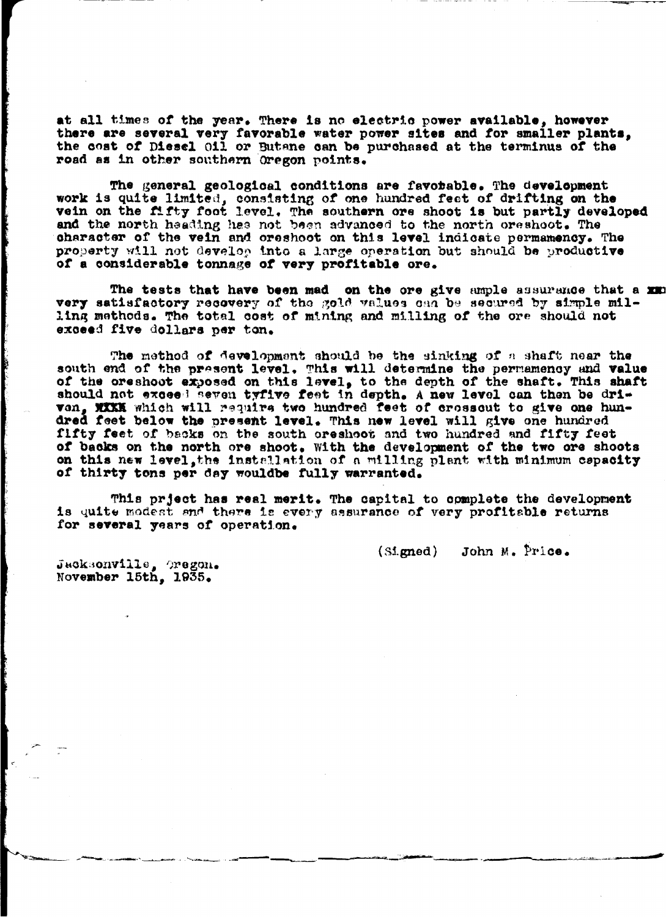at all times of the year. There is no electric power available, however there are several very favorable water power sites and for smaller plants, the cost of Diesel Oil or Butane can be purchased at the terminus of the road as in other southern Oregon points.

The general geological conditions are favorable. The development work is quite limited, consisting of one hundred feet of drifting on the vein on the fifty foot level. The southern ore shoot is but partly developed and the north heading has not been advanced to the north oreshoot. The character of the vein and oreshoot on this level indicate permamency. The property will not develop into a large operation but should be productive of a considerable tonnage of very profitable ore.

The tests that have been mad on the ore give ample assurance that a xx very satisfactory recovery of the gold values can be secured by simple milling methods. The total cost of mining and milling of the ore should not exceed five dollars per ton.

The method of development should be the sinking of a shaft near the south end of the present level. This will determine the permamency and value of the oreshoot exposed on this level, to the depth of the shaft. This shaft should not exceed seven tyfive feet in depth. A new level can then be driven, XXXX which will require two hundred feet of crosscut to give one hundred feet below the present level. This new level will give one hundred fifty feet of backs on the south oreshoot and two hundred and fifty feet of backs on the north ore shoot. With the development of the two ore shoots on this new level, the installation of a milling plant with minimum capacity of thirty tons per day wouldbe fully warranted.

This prject has real merit. The capital to complete the development is quite modest and there is every assurance of very profitable returns for several years of operation.

(Signed) John M. Price.

Jacksonville, Oregon.
November 15th, 1935.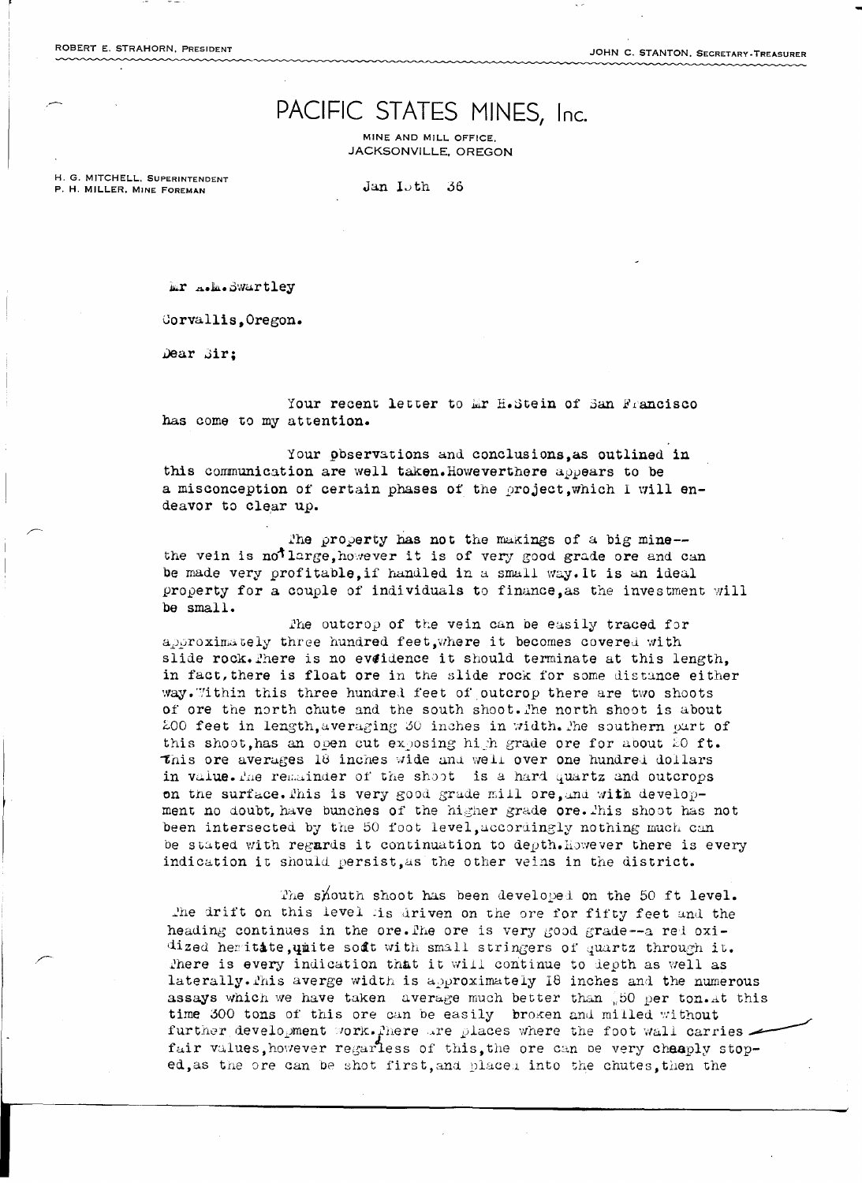ROBERT E. STRAHORN, PRESIDENT

JOHN C. STANTON, SECRETARY-TREASURER

# PACIFIC STATES MINES, Inc.

MINE AND MILL OFFICE,
JACKSONVILLE, OREGON

H. G. MITCHELL, SUPERINTENDENT
P. H. MILLER, MINE FOREMAN

Jan 10th 36

Mr A.M.Swartley

Corvallis,Oregon.

Dear Sir;

Your recent letter to Mr H.Stein of San Francisco has come to my attention.

Your observations and conclusions,as outlined in this communication are well taken.Howeverthere appears to be a misconception of certain phases of the project,which I will endeavor to clear up.

The property has not the makings of a big mine--the vein is not large,however it is of very good grade ore and can be made very profitable,if handled in a small way.It is an ideal property for a couple of individuals to finance,as the investment will be small.

The outcrop of the vein can be easily traced for approximately three hundred feet,where it becomes covered with slide rock.There is no evidence it should terminate at this length, in fact,there is float ore in the slide rock for some distance either way.Within this three hundred feet of outcrop there are two shoots of ore the north chute and the south shoot.The north shoot is about 200 feet in length,averaging 30 inches in width.The southern part of this shoot,has an open cut exposing high grade ore for about 20 ft. This ore averages 18 inches wide and well over one hundred dollars in value.The remainder of the shoot is a hard quartz and outcrops on the surface.This is very good grade mill ore,and with development no doubt,have bunches of the higher grade ore.This shoot has not been intersected by the 50 foot level,accordingly nothing much can be stated with regards it continuation to depth.However there is every indication it should persist,as the other veins in the district.

The south shoot has been developed on the 50 ft level. The drift on this level is driven on the ore for fifty feet and the heading continues in the ore.The ore is very good grade--a red oxidized hematite,quite soft with small stringers of quartz through it. There is every indication that it will continue to depth as well as laterally.This averge width is approximately 18 inches and the numerous assays which we have taken average much better than $50 per ton.At this time 300 tons of this ore can be easily broken and milled without further development work.There are places where the foot wall carries fair values,however regardless of this,the ore can be very cheaply stoped,as the ore can be shot first,and placed into the chutes,then the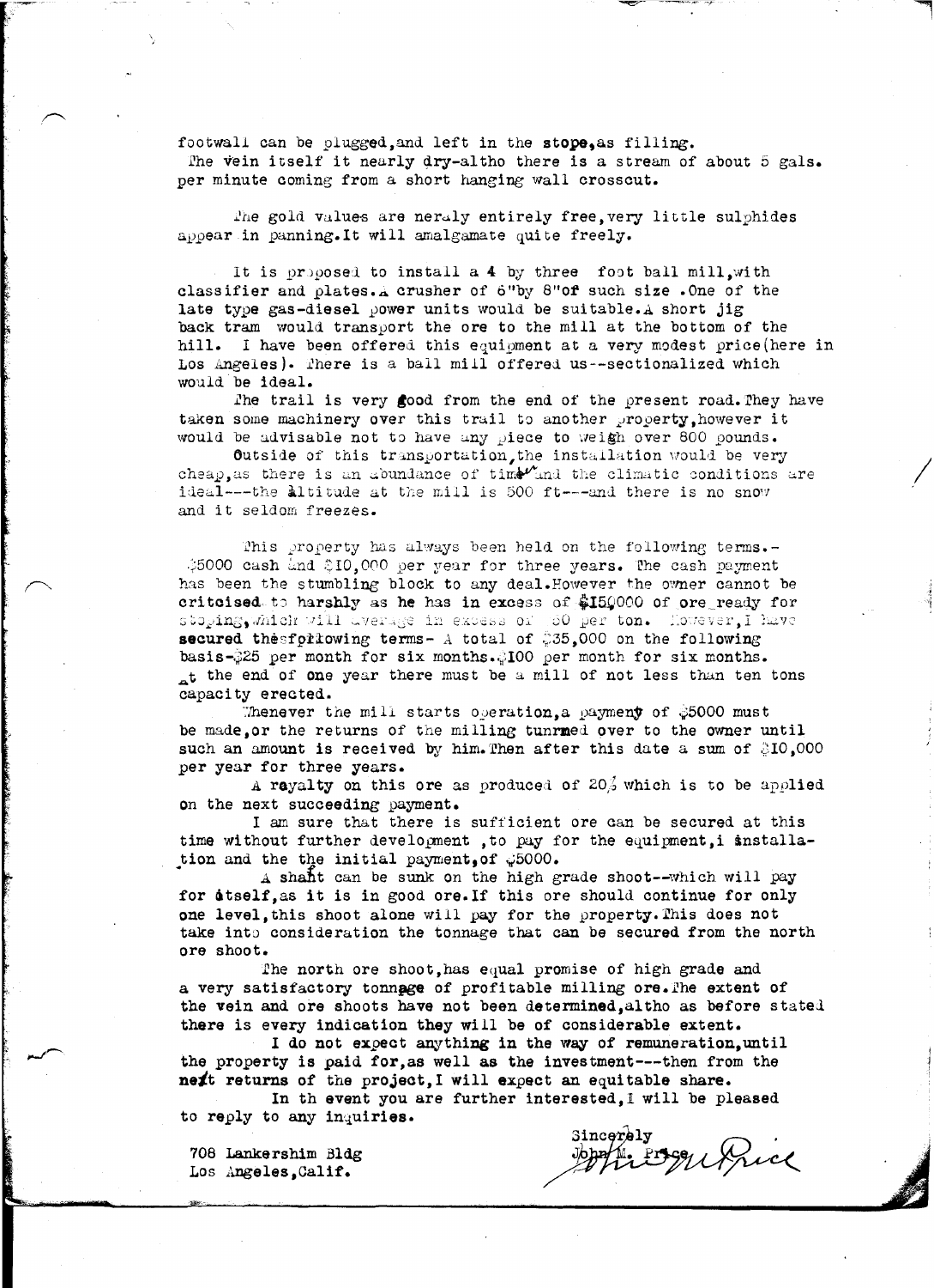footwall can be plugged,and left in the **stope**,as filling.
The vein itself it nearly dry-altho there is a stream of about 5 gals. per minute coming from a short hanging wall crosscut.

The gold values are neraly entirely free,very little sulphides appear in panning.It will amalgamate quite freely.

It is proposed to install a 4 by three foot ball mill,with classifier and plates.A crusher of 6"by 8"of such size .One of the late type gas-diesel power units would be suitable.A short jig back tram would transport the ore to the mill at the bottom of the hill. I have been offered this equipment at a very modest price(here in Los Angeles). There is a ball mill offered us--sectionalized which would be ideal.

The trail is very good from the end of the present road.They have taken some machinery over this trail to another property,however it would be advisable not to have any piece to weigh over 800 pounds.

Outside of this transportation,the installation would be very cheap,as there is an abundance of timber and the climatic conditions are ideal---the altitude at the mill is 500 ft---and there is no snow and it seldom freezes.

This property has always been held on the following terms.- $5000 cash and $10,000 per year for three years. The cash payment has been the stumbling block to any deal.However the owner cannot be **criticised** to harshly as he has in excess of $150000 of ore ready for stoping,which will average in excess of $30 per ton. However,I have **secured** the following terms- A total of $35,000 on the following basis-$25 per month for six months.$100 per month for six months. At the end of one year there must be a mill of not less than ten tons capacity erected.

Whenever the mill starts operation,a payment of $5000 must be made,or the returns of the milling tunrned over to the owner until such an amount is received by him.Then after this date a sum of $10,000 per year for three years.

A royalty on this ore as produced of 20% which is to be applied on the next succeeding payment.

I am sure that there is sufficient ore can be secured at this time without further development ,to pay for the equipment,i installation and the the initial payment,of $5000.

A shaft can be sunk on the high grade shoot--which will pay for itself,as it is in good ore.If this ore should continue for only one level,this shoot alone will pay for the property.This does not take into consideration the tonnage that can be secured from the north ore shoot.

The north ore shoot,has equal promise of high grade and a very satisfactory tonnage of profitable milling ore.The extent of the vein and ore shoots have not been determined,altho as before stated there is every indication they will be of considerable extent.

I do not expect anything in the way of remuneration,until the property is paid for,as well as the investment---then from the next returns of the project,I will expect an equitable share.

In th event you are further interested,I will be pleased to reply to any inquiries.

Sincerely
John M. Price

708 Lankershim Bldg
Los Angeles,Calif.